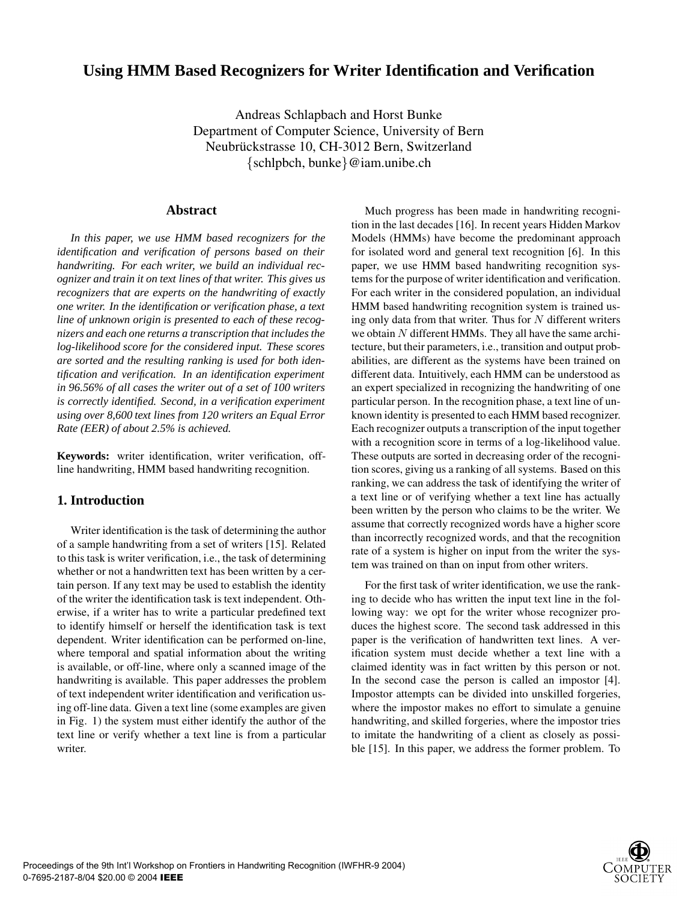# Using HMM Based Recognizers for Writer Identification and Verification

Andreas Schlapbach and Horst Bunke
Department of Computer Science, University of Bern
Neubrückstrasse 10, CH-3012 Bern, Switzerland
{schlpbch, bunke}@iam.unibe.ch

## Abstract

*In this paper, we use HMM based recognizers for the identification and verification of persons based on their handwriting. For each writer, we build an individual recognizer and train it on text lines of that writer. This gives us recognizers that are experts on the handwriting of exactly one writer. In the identification or verification phase, a text line of unknown origin is presented to each of these recognizers and each one returns a transcription that includes the log-likelihood score for the considered input. These scores are sorted and the resulting ranking is used for both identification and verification. In an identification experiment in 96.56% of all cases the writer out of a set of 100 writers is correctly identified. Second, in a verification experiment using over 8,600 text lines from 120 writers an Equal Error Rate (EER) of about 2.5% is achieved.*

**Keywords:** writer identification, writer verification, off-line handwriting, HMM based handwriting recognition.

## 1. Introduction

Writer identification is the task of determining the author of a sample handwriting from a set of writers [15]. Related to this task is writer verification, i.e., the task of determining whether or not a handwritten text has been written by a certain person. If any text may be used to establish the identity of the writer the identification task is text independent. Otherwise, if a writer has to write a particular predefined text to identify himself or herself the identification task is text dependent. Writer identification can be performed on-line, where temporal and spatial information about the writing is available, or off-line, where only a scanned image of the handwriting is available. This paper addresses the problem of text independent writer identification and verification using off-line data. Given a text line (some examples are given in Fig. 1) the system must either identify the author of the text line or verify whether a text line is from a particular writer.

Much progress has been made in handwriting recognition in the last decades [16]. In recent years Hidden Markov Models (HMMs) have become the predominant approach for isolated word and general text recognition [6]. In this paper, we use HMM based handwriting recognition systems for the purpose of writer identification and verification. For each writer in the considered population, an individual HMM based handwriting recognition system is trained using only data from that writer. Thus for $N$ different writers we obtain $N$ different HMMs. They all have the same architecture, but their parameters, i.e., transition and output probabilities, are different as the systems have been trained on different data. Intuitively, each HMM can be understood as an expert specialized in recognizing the handwriting of one particular person. In the recognition phase, a text line of unknown identity is presented to each HMM based recognizer. Each recognizer outputs a transcription of the input together with a recognition score in terms of a log-likelihood value. These outputs are sorted in decreasing order of the recognition scores, giving us a ranking of all systems. Based on this ranking, we can address the task of identifying the writer of a text line or of verifying whether a text line has actually been written by the person who claims to be the writer. We assume that correctly recognized words have a higher score than incorrectly recognized words, and that the recognition rate of a system is higher on input from the writer the system was trained on than on input from other writers.

For the first task of writer identification, we use the ranking to decide who has written the input text line in the following way: we opt for the writer whose recognizer produces the highest score. The second task addressed in this paper is the verification of handwritten text lines. A verification system must decide whether a text line with a claimed identity was in fact written by this person or not. In the second case the person is called an impostor [4]. Impostor attempts can be divided into unskilled forgeries, where the impostor makes no effort to simulate a genuine handwriting, and skilled forgeries, where the impostor tries to imitate the handwriting of a client as closely as possible [15]. In this paper, we address the former problem. To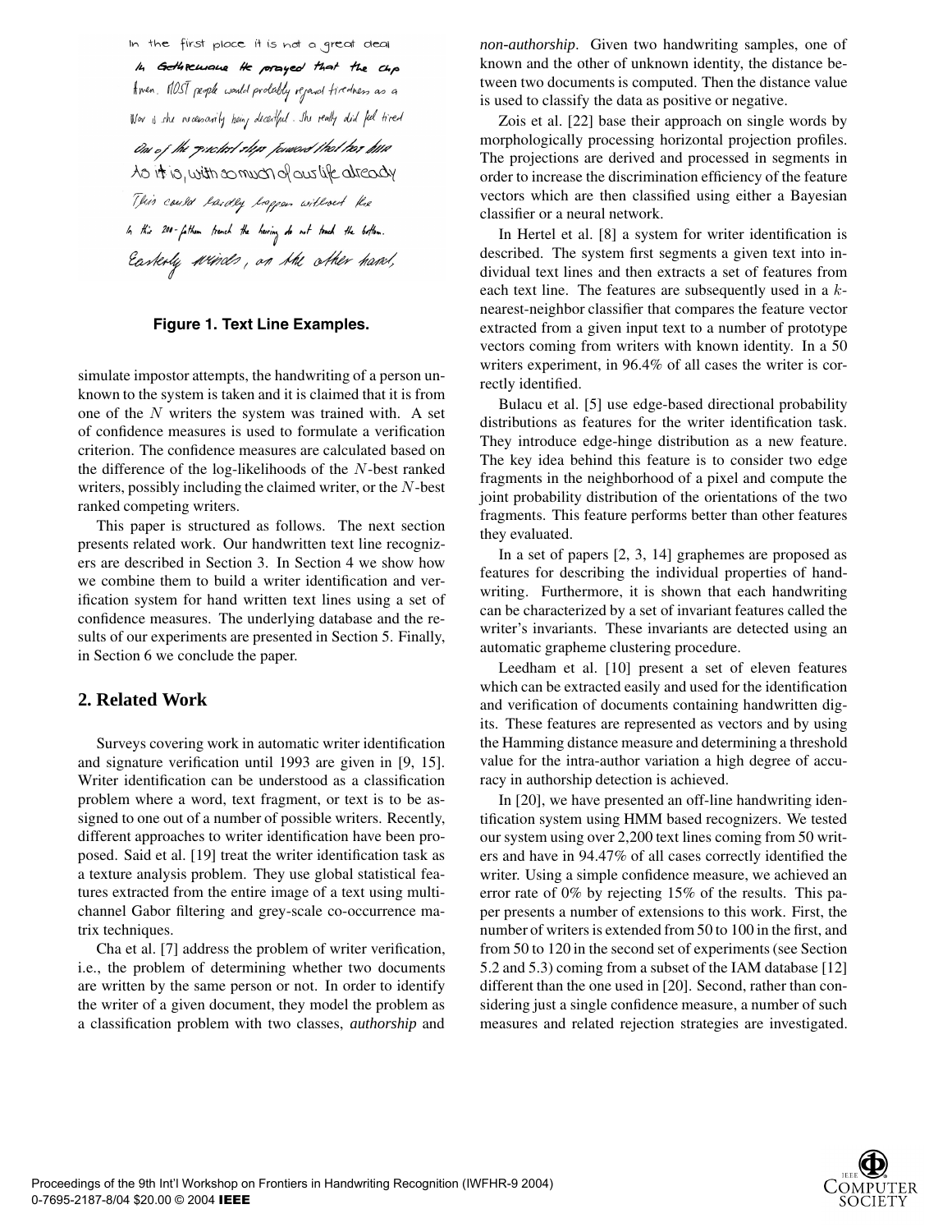Figure 1. Text Line Examples.

simulate impostor attempts, the handwriting of a person unknown to the system is taken and it is claimed that it is from one of the $N$ writers the system was trained with. A set of confidence measures is used to formulate a verification criterion. The confidence measures are calculated based on the difference of the log-likelihoods of the $N$-best ranked writers, possibly including the claimed writer, or the $N$-best ranked competing writers.

This paper is structured as follows. The next section presents related work. Our handwritten text line recognizers are described in Section 3. In Section 4 we show how we combine them to build a writer identification and verification system for hand written text lines using a set of confidence measures. The underlying database and the results of our experiments are presented in Section 5. Finally, in Section 6 we conclude the paper.

## 2. Related Work

Surveys covering work in automatic writer identification and signature verification until 1993 are given in [9, 15]. Writer identification can be understood as a classification problem where a word, text fragment, or text is to be assigned to one out of a number of possible writers. Recently, different approaches to writer identification have been proposed. Said et al. [19] treat the writer identification task as a texture analysis problem. They use global statistical features extracted from the entire image of a text using multichannel Gabor filtering and grey-scale co-occurrence matrix techniques.

Cha et al. [7] address the problem of writer verification, i.e., the problem of determining whether two documents are written by the same person or not. In order to identify the writer of a given document, they model the problem as a classification problem with two classes, *authorship* and *non-authorship*. Given two handwriting samples, one of known and the other of unknown identity, the distance between two documents is computed. Then the distance value is used to classify the data as positive or negative.

Zois et al. [22] base their approach on single words by morphologically processing horizontal projection profiles. The projections are derived and processed in segments in order to increase the discrimination efficiency of the feature vectors which are then classified using either a Bayesian classifier or a neural network.

In Hertel et al. [8] a system for writer identification is described. The system first segments a given text into individual text lines and then extracts a set of features from each text line. The features are subsequently used in a $k$-nearest-neighbor classifier that compares the feature vector extracted from a given input text to a number of prototype vectors coming from writers with known identity. In a 50 writers experiment, in 96.4% of all cases the writer is correctly identified.

Bulacu et al. [5] use edge-based directional probability distributions as features for the writer identification task. They introduce edge-hinge distribution as a new feature. The key idea behind this feature is to consider two edge fragments in the neighborhood of a pixel and compute the joint probability distribution of the orientations of the two fragments. This feature performs better than other features they evaluated.

In a set of papers [2, 3, 14] graphemes are proposed as features for describing the individual properties of handwriting. Furthermore, it is shown that each handwriting can be characterized by a set of invariant features called the writer's invariants. These invariants are detected using an automatic grapheme clustering procedure.

Leedham et al. [10] present a set of eleven features which can be extracted easily and used for the identification and verification of documents containing handwritten digits. These features are represented as vectors and by using the Hamming distance measure and determining a threshold value for the intra-author variation a high degree of accuracy in authorship detection is achieved.

In [20], we have presented an off-line handwriting identification system using HMM based recognizers. We tested our system using over 2,200 text lines coming from 50 writers and have in 94.47% of all cases correctly identified the writer. Using a simple confidence measure, we achieved an error rate of 0% by rejecting 15% of the results. This paper presents a number of extensions to this work. First, the number of writers is extended from 50 to 100 in the first, and from 50 to 120 in the second set of experiments (see Section 5.2 and 5.3) coming from a subset of the IAM database [12] different than the one used in [20]. Second, rather than considering just a single confidence measure, a number of such measures and related rejection strategies are investigated.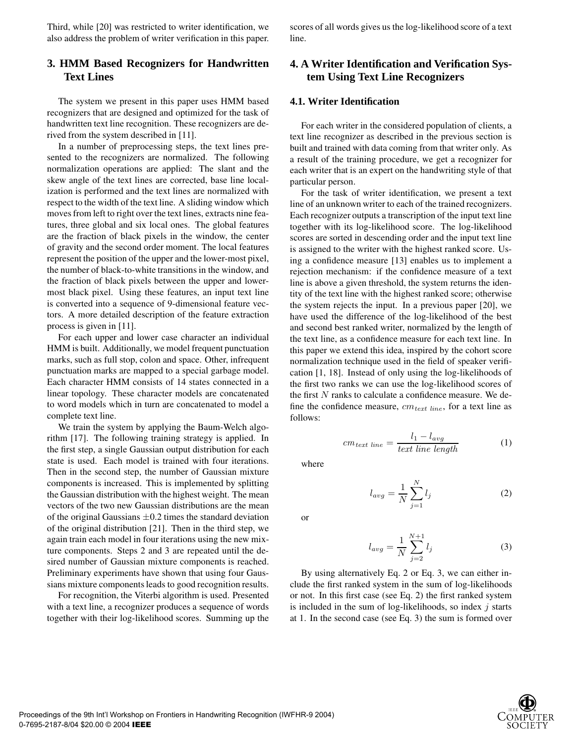Third, while [20] was restricted to writer identification, we also address the problem of writer verification in this paper.

## 3. HMM Based Recognizers for Handwritten Text Lines

The system we present in this paper uses HMM based recognizers that are designed and optimized for the task of handwritten text line recognition. These recognizers are derived from the system described in [11].

In a number of preprocessing steps, the text lines presented to the recognizers are normalized. The following normalization operations are applied: The slant and the skew angle of the text lines are corrected, base line localization is performed and the text lines are normalized with respect to the width of the text line. A sliding window which moves from left to right over the text lines, extracts nine features, three global and six local ones. The global features are the fraction of black pixels in the window, the center of gravity and the second order moment. The local features represent the position of the upper and the lower-most pixel, the number of black-to-white transitions in the window, and the fraction of black pixels between the upper and lower-most black pixel. Using these features, an input text line is converted into a sequence of 9-dimensional feature vectors. A more detailed description of the feature extraction process is given in [11].

For each upper and lower case character an individual HMM is built. Additionally, we model frequent punctuation marks, such as full stop, colon and space. Other, infrequent punctuation marks are mapped to a special garbage model. Each character HMM consists of 14 states connected in a linear topology. These character models are concatenated to word models which in turn are concatenated to model a complete text line.

We train the system by applying the Baum-Welch algorithm [17]. The following training strategy is applied. In the first step, a single Gaussian output distribution for each state is used. Each model is trained with four iterations. Then in the second step, the number of Gaussian mixture components is increased. This is implemented by splitting the Gaussian distribution with the highest weight. The mean vectors of the two new Gaussian distributions are the mean of the original Gaussians $\pm 0.2$ times the standard deviation of the original distribution [21]. Then in the third step, we again train each model in four iterations using the new mixture components. Steps 2 and 3 are repeated until the desired number of Gaussian mixture components is reached. Preliminary experiments have shown that using four Gaussians mixture components leads to good recognition results.

For recognition, the Viterbi algorithm is used. Presented with a text line, a recognizer produces a sequence of words together with their log-likelihood scores. Summing up the scores of all words gives us the log-likelihood score of a text line.

## 4. A Writer Identification and Verification System Using Text Line Recognizers

### 4.1. Writer Identification

For each writer in the considered population of clients, a text line recognizer as described in the previous section is built and trained with data coming from that writer only. As a result of the training procedure, we get a recognizer for each writer that is an expert on the handwriting style of that particular person.

For the task of writer identification, we present a text line of an unknown writer to each of the trained recognizers. Each recognizer outputs a transcription of the input text line together with its log-likelihood score. The log-likelihood scores are sorted in descending order and the input text line is assigned to the writer with the highest ranked score. Using a confidence measure [13] enables us to implement a rejection mechanism: if the confidence measure of a text line is above a given threshold, the system returns the identity of the text line with the highest ranked score; otherwise the system rejects the input. In a previous paper [20], we have used the difference of the log-likelihood of the best and second best ranked writer, normalized by the length of the text line, as a confidence measure for each text line. In this paper we extend this idea, inspired by the cohort score normalization technique used in the field of speaker verification [1, 18]. Instead of only using the log-likelihoods of the first two ranks we can use the log-likelihood scores of the first $N$ ranks to calculate a confidence measure. We define the confidence measure, $cm_{text\ line}$, for a text line as follows:

$$cm_{text\ line} = \frac{l_1 - l_{avg}}{text\ line\ length} \tag{1}$$

where

$$l_{avg} = \frac{1}{N} \sum_{j=1}^{N} l_j \tag{2}$$

or

$$l_{avg} = \frac{1}{N} \sum_{j=2}^{N+1} l_j \tag{3}$$

By using alternatively Eq. 2 or Eq. 3, we can either include the first ranked system in the sum of log-likelihoods or not. In this first case (see Eq. 2) the first ranked system is included in the sum of log-likelihoods, so index $j$ starts at 1. In the second case (see Eq. 3) the sum is formed over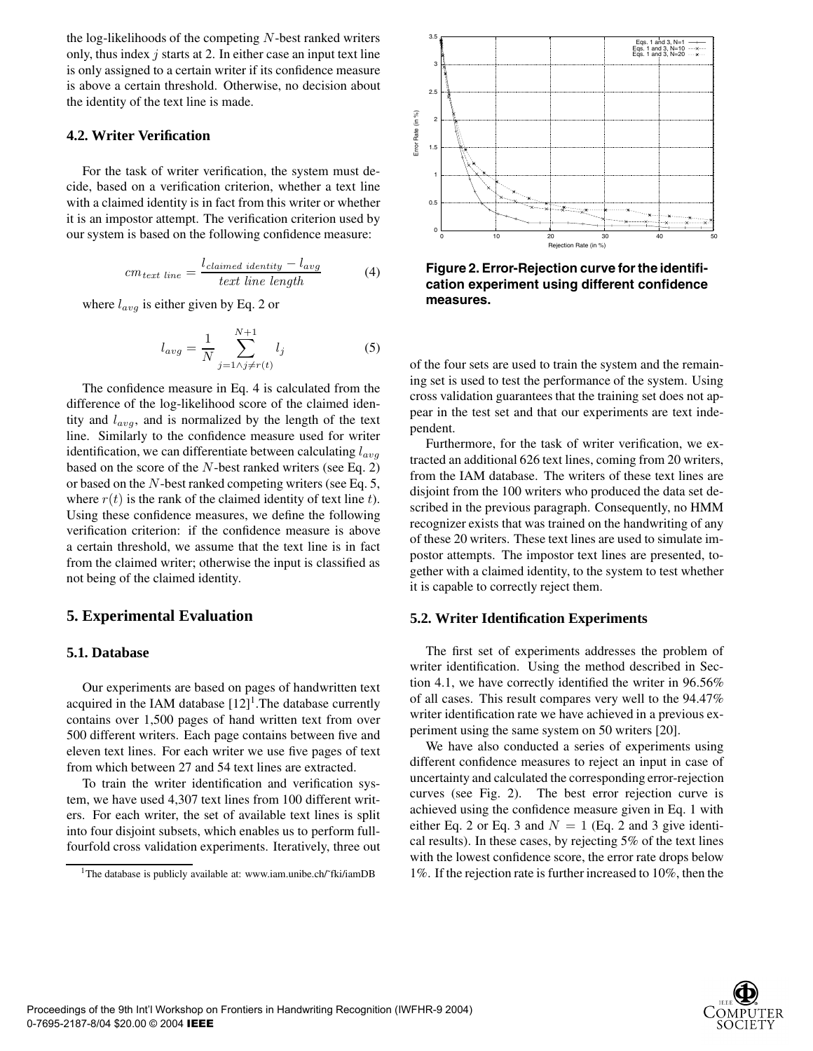the log-likelihoods of the competing $N$-best ranked writers only, thus index $j$ starts at 2. In either case an input text line is only assigned to a certain writer if its confidence measure is above a certain threshold. Otherwise, no decision about the identity of the text line is made.

### 4.2. Writer Verification

For the task of writer verification, the system must decide, based on a verification criterion, whether a text line with a claimed identity is in fact from this writer or whether it is an impostor attempt. The verification criterion used by our system is based on the following confidence measure:

$$cm_{text\ line} = \frac{l_{claimed\ identity} - l_{avg}}{text\ line\ length} \quad (4)$$

where $l_{avg}$ is either given by Eq. 2 or

$$l_{avg} = \frac{1}{N} \sum_{j=1 \wedge j \neq r(t)}^{N+1} l_j \quad (5)$$

The confidence measure in Eq. 4 is calculated from the difference of the log-likelihood score of the claimed identity and $l_{avg}$, and is normalized by the length of the text line. Similarly to the confidence measure used for writer identification, we can differentiate between calculating $l_{avg}$ based on the score of the $N$-best ranked writers (see Eq. 2) or based on the $N$-best ranked competing writers (see Eq. 5, where $r(t)$ is the rank of the claimed identity of text line $t$). Using these confidence measures, we define the following verification criterion: if the confidence measure is above a certain threshold, we assume that the text line is in fact from the claimed writer; otherwise the input is classified as not being of the claimed identity.

## 5. Experimental Evaluation

### 5.1. Database

Our experiments are based on pages of handwritten text acquired in the IAM database [12][1].The database currently contains over 1,500 pages of hand written text from over 500 different writers. Each page contains between five and eleven text lines. For each writer we use five pages of text from which between 27 and 54 text lines are extracted.

To train the writer identification and verification system, we have used 4,307 text lines from 100 different writers. For each writer, the set of available text lines is split into four disjoint subsets, which enables us to perform full-fourfold cross validation experiments. Iteratively, three out of the four sets are used to train the system and the remaining set is used to test the performance of the system. Using cross validation guarantees that the training set does not appear in the test set and that our experiments are text independent.

Furthermore, for the task of writer verification, we extracted an additional 626 text lines, coming from 20 writers, from the IAM database. The writers of these text lines are disjoint from the 100 writers who produced the data set described in the previous paragraph. Consequently, no HMM recognizer exists that was trained on the handwriting of any of these 20 writers. These text lines are used to simulate impostor attempts. The impostor text lines are presented, together with a claimed identity, to the system to test whether it is capable to correctly reject them.

[1] The database is publicly available at: www.iam.unibe.ch/~fki/iamDB

3.5
3
2.5
2
1.5
1
0.5
0
Error Rate (in %)
0
10
20
30
40
50
Rejection Rate (in %)
Eqs. 1 and 3, N=1
Eqs. 1 and 3, N=10
Eqs. 1 and 3, N=20

**Figure 2. Error-Rejection curve for the identification experiment using different confidence measures.**

### 5.2. Writer Identification Experiments

The first set of experiments addresses the problem of writer identification. Using the method described in Section 4.1, we have correctly identified the writer in 96.56% of all cases. This result compares very well to the 94.47% writer identification rate we have achieved in a previous experiment using the same system on 50 writers [20].

We have also conducted a series of experiments using different confidence measures to reject an input in case of uncertainty and calculated the corresponding error-rejection curves (see Fig. 2). The best error rejection curve is achieved using the confidence measure given in Eq. 1 with either Eq. 2 or Eq. 3 and $N = 1$ (Eq. 2 and 3 give identical results). In these cases, by rejecting 5% of the text lines with the lowest confidence score, the error rate drops below 1%. If the rejection rate is further increased to 10%, then the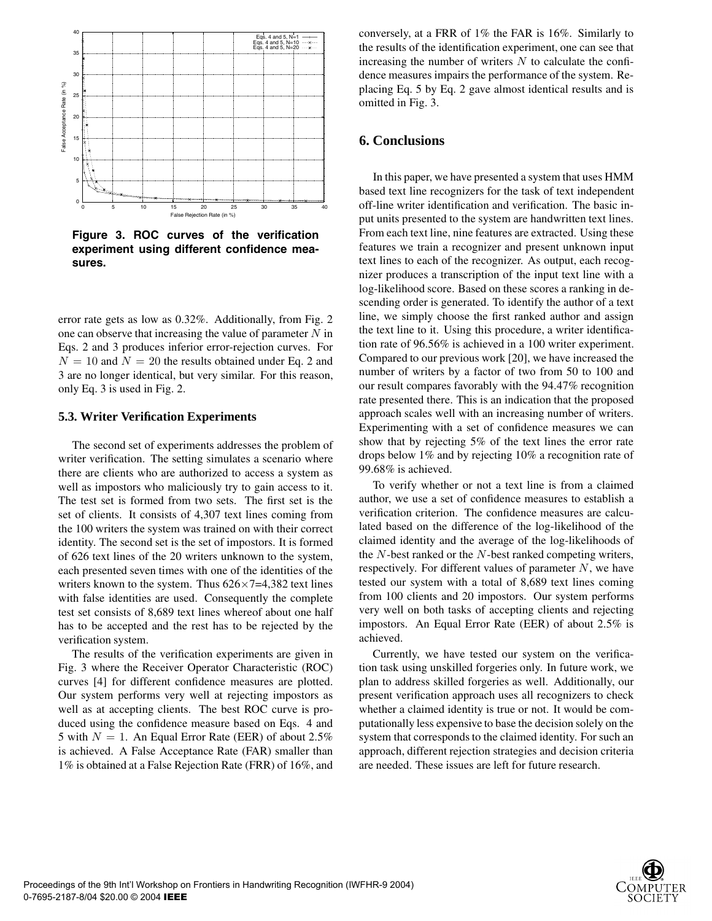40
35
30
25
20
15
10
5
0

0 5 10 15 20 25 30 35 40

False Acceptance Rate (in %)

False Rejection Rate (in %)

Eqs. 4 and 5, N=1
Eqs. 4 and 5, N=10
Eqs. 4 and 5, N=20

**Figure 3. ROC curves of the verification experiment using different confidence measures.**

error rate gets as low as 0.32%. Additionally, from Fig. 2 one can observe that increasing the value of parameter $N$ in Eqs. 2 and 3 produces inferior error-rejection curves. For $N = 10$ and $N = 20$ the results obtained under Eq. 2 and 3 are no longer identical, but very similar. For this reason, only Eq. 3 is used in Fig. 2.

### 5.3. Writer Verification Experiments

The second set of experiments addresses the problem of writer verification. The setting simulates a scenario where there are clients who are authorized to access a system as well as impostors who maliciously try to gain access to it. The test set is formed from two sets. The first set is the set of clients. It consists of 4,307 text lines coming from the 100 writers the system was trained on with their correct identity. The second set is the set of impostors. It is formed of 626 text lines of the 20 writers unknown to the system, each presented seven times with one of the identities of the writers known to the system. Thus $626 \times 7$=4,382 text lines with false identities are used. Consequently the complete test set consists of 8,689 text lines whereof about one half has to be accepted and the rest has to be rejected by the verification system.

The results of the verification experiments are given in Fig. 3 where the Receiver Operator Characteristic (ROC) curves [4] for different confidence measures are plotted. Our system performs very well at rejecting impostors as well as at accepting clients. The best ROC curve is produced using the confidence measure based on Eqs. 4 and 5 with $N = 1$. An Equal Error Rate (EER) of about 2.5% is achieved. A False Acceptance Rate (FAR) smaller than 1% is obtained at a False Rejection Rate (FRR) of 16%, and conversely, at a FRR of 1% the FAR is 16%. Similarly to the results of the identification experiment, one can see that increasing the number of writers $N$ to calculate the confidence measures impairs the performance of the system. Replacing Eq. 5 by Eq. 2 gave almost identical results and is omitted in Fig. 3.

## 6. Conclusions

In this paper, we have presented a system that uses HMM based text line recognizers for the task of text independent off-line writer identification and verification. The basic input units presented to the system are handwritten text lines. From each text line, nine features are extracted. Using these features we train a recognizer and present unknown input text lines to each of the recognizer. As output, each recognizer produces a transcription of the input text line with a log-likelihood score. Based on these scores a ranking in descending order is generated. To identify the author of a text line, we simply choose the first ranked author and assign the text line to it. Using this procedure, a writer identification rate of 96.56% is achieved in a 100 writer experiment. Compared to our previous work [20], we have increased the number of writers by a factor of two from 50 to 100 and our result compares favorably with the 94.47% recognition rate presented there. This is an indication that the proposed approach scales well with an increasing number of writers. Experimenting with a set of confidence measures we can show that by rejecting 5% of the text lines the error rate drops below 1% and by rejecting 10% a recognition rate of 99.68% is achieved.

To verify whether or not a text line is from a claimed author, we use a set of confidence measures to establish a verification criterion. The confidence measures are calculated based on the difference of the log-likelihood of the claimed identity and the average of the log-likelihoods of the $N$-best ranked or the $N$-best ranked competing writers, respectively. For different values of parameter $N$, we have tested our system with a total of 8,689 text lines coming from 100 clients and 20 impostors. Our system performs very well on both tasks of accepting clients and rejecting impostors. An Equal Error Rate (EER) of about 2.5% is achieved.

Currently, we have tested our system on the verification task using unskilled forgeries only. In future work, we plan to address skilled forgeries as well. Additionally, our present verification approach uses all recognizers to check whether a claimed identity is true or not. It would be computationally less expensive to base the decision solely on the system that corresponds to the claimed identity. For such an approach, different rejection strategies and decision criteria are needed. These issues are left for future research.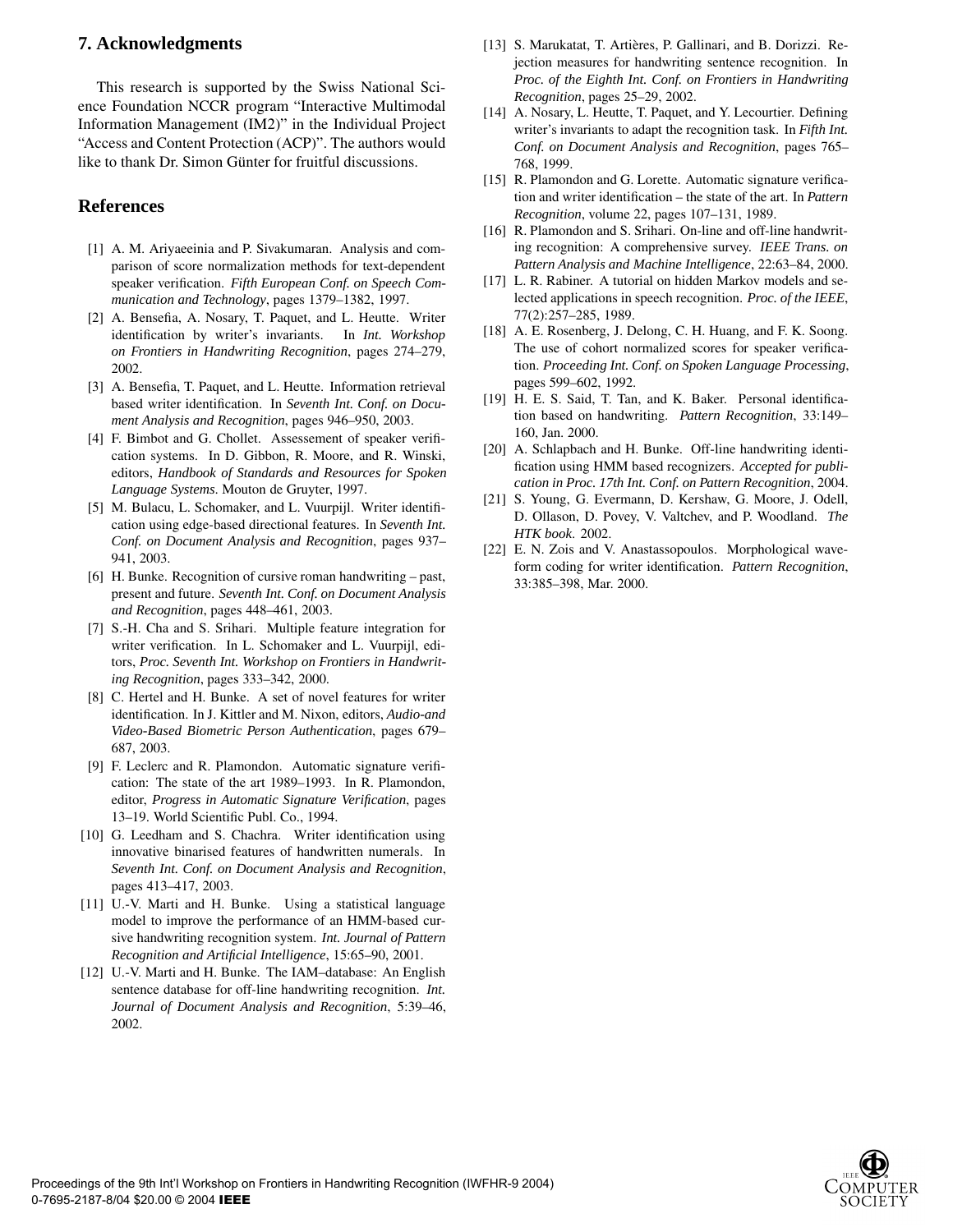## 7. Acknowledgments

This research is supported by the Swiss National Science Foundation NCCR program "Interactive Multimodal Information Management (IM2)" in the Individual Project "Access and Content Protection (ACP)". The authors would like to thank Dr. Simon Günter for fruitful discussions.

## References

[1] A. M. Ariyaeeinia and P. Sivakumaran. Analysis and comparison of score normalization methods for text-dependent speaker verification. *Fifth European Conf. on Speech Communication and Technology*, pages 1379–1382, 1997.

[2] A. Bensefia, A. Nosary, T. Paquet, and L. Heutte. Writer identification by writer's invariants. In *Int. Workshop on Frontiers in Handwriting Recognition*, pages 274–279, 2002.

[3] A. Bensefia, T. Paquet, and L. Heutte. Information retrieval based writer identification. In *Seventh Int. Conf. on Document Analysis and Recognition*, pages 946–950, 2003.

[4] F. Bimbot and G. Chollet. Assessement of speaker verification systems. In D. Gibbon, R. Moore, and R. Winski, editors, *Handbook of Standards and Resources for Spoken Language Systems*. Mouton de Gruyter, 1997.

[5] M. Bulacu, L. Schomaker, and L. Vuurpijl. Writer identification using edge-based directional features. In *Seventh Int. Conf. on Document Analysis and Recognition*, pages 937–941, 2003.

[6] H. Bunke. Recognition of cursive roman handwriting – past, present and future. *Seventh Int. Conf. on Document Analysis and Recognition*, pages 448–461, 2003.

[7] S.-H. Cha and S. Srihari. Multiple feature integration for writer verification. In L. Schomaker and L. Vuurpijl, editors, *Proc. Seventh Int. Workshop on Frontiers in Handwriting Recognition*, pages 333–342, 2000.

[8] C. Hertel and H. Bunke. A set of novel features for writer identification. In J. Kittler and M. Nixon, editors, *Audio-and Video-Based Biometric Person Authentication*, pages 679–687, 2003.

[9] F. Leclerc and R. Plamondon. Automatic signature verification: The state of the art 1989–1993. In R. Plamondon, editor, *Progress in Automatic Signature Verification*, pages 13–19. World Scientific Publ. Co., 1994.

[10] G. Leedham and S. Chachra. Writer identification using innovative binarised features of handwritten numerals. In *Seventh Int. Conf. on Document Analysis and Recognition*, pages 413–417, 2003.

[11] U.-V. Marti and H. Bunke. Using a statistical language model to improve the performance of an HMM-based cursive handwriting recognition system. *Int. Journal of Pattern Recognition and Artificial Intelligence*, 15:65–90, 2001.

[12] U.-V. Marti and H. Bunke. The IAM–database: An English sentence database for off-line handwriting recognition. *Int. Journal of Document Analysis and Recognition*, 5:39–46, 2002.

[13] S. Marukatat, T. Artières, P. Gallinari, and B. Dorizzi. Rejection measures for handwriting sentence recognition. In *Proc. of the Eighth Int. Conf. on Frontiers in Handwriting Recognition*, pages 25–29, 2002.

[14] A. Nosary, L. Heutte, T. Paquet, and Y. Lecourtier. Defining writer's invariants to adapt the recognition task. In *Fifth Int. Conf. on Document Analysis and Recognition*, pages 765–768, 1999.

[15] R. Plamondon and G. Lorette. Automatic signature verification and writer identification – the state of the art. In *Pattern Recognition*, volume 22, pages 107–131, 1989.

[16] R. Plamondon and S. Srihari. On-line and off-line handwriting recognition: A comprehensive survey. *IEEE Trans. on Pattern Analysis and Machine Intelligence*, 22:63–84, 2000.

[17] L. R. Rabiner. A tutorial on hidden Markov models and selected applications in speech recognition. *Proc. of the IEEE*, 77(2):257–285, 1989.

[18] A. E. Rosenberg, J. Delong, C. H. Huang, and F. K. Soong. The use of cohort normalized scores for speaker verification. *Proceeding Int. Conf. on Spoken Language Processing*, pages 599–602, 1992.

[19] H. E. S. Said, T. Tan, and K. Baker. Personal identification based on handwriting. *Pattern Recognition*, 33:149–160, Jan. 2000.

[20] A. Schlapbach and H. Bunke. Off-line handwriting identification using HMM based recognizers. *Accepted for publication in Proc. 17th Int. Conf. on Pattern Recognition*, 2004.

[21] S. Young, G. Evermann, D. Kershaw, G. Moore, J. Odell, D. Ollason, D. Povey, V. Valtchev, and P. Woodland. *The HTK book*. 2002.

[22] E. N. Zois and V. Anastassopoulos. Morphological waveform coding for writer identification. *Pattern Recognition*, 33:385–398, Mar. 2000.